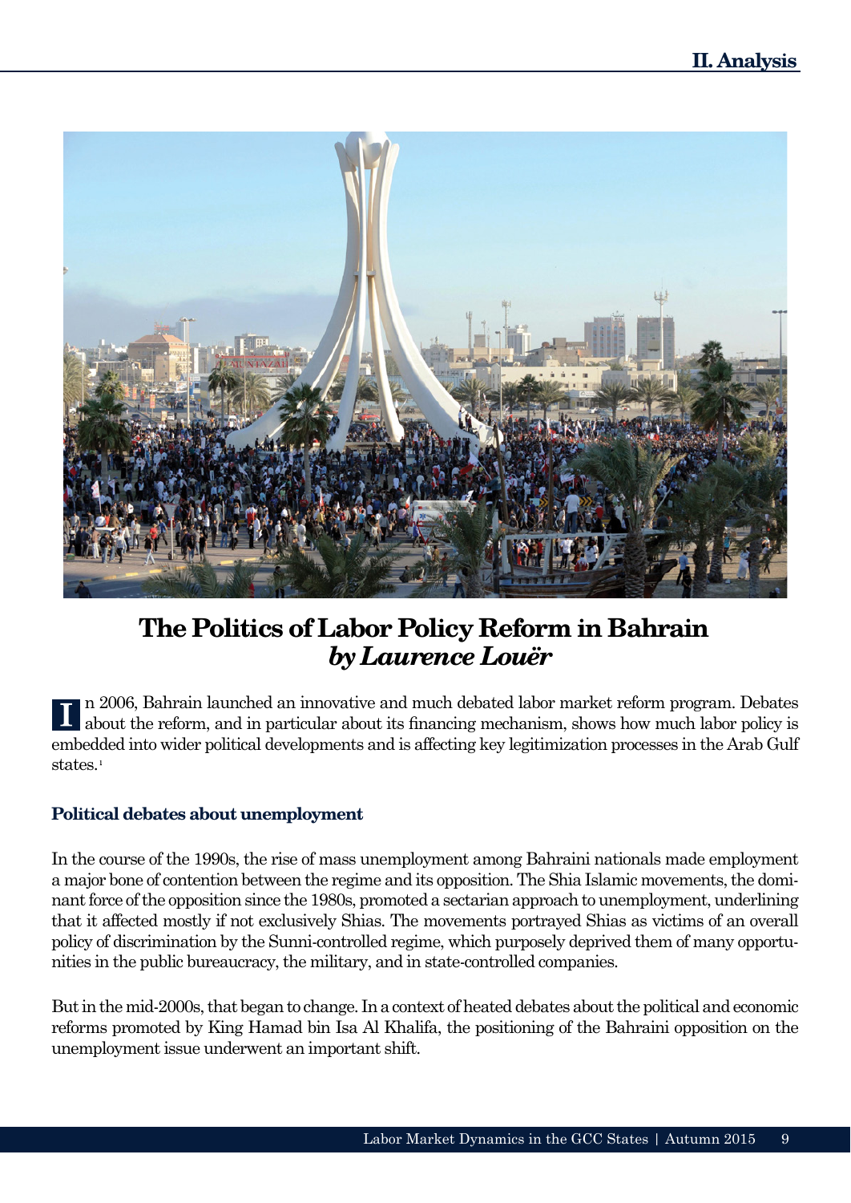# The Politics of Labor Policy Reform in Bahrain

## *by Laurence Louër*

In 2006, Bahrain launched an innovative and much debated labor market reform program. Debates about the reform, and in particular about its financing mechanism, shows how much labor policy is embedded into wider political developments and is affecting key legitimization processes in the Arab Gulf states.[1]

### Political debates about unemployment

In the course of the 1990s, the rise of mass unemployment among Bahraini nationals made employment a major bone of contention between the regime and its opposition. The Shia Islamic movements, the dominant force of the opposition since the 1980s, promoted a sectarian approach to unemployment, underlining that it affected mostly if not exclusively Shias. The movements portrayed Shias as victims of an overall policy of discrimination by the Sunni-controlled regime, which purposely deprived them of many opportunities in the public bureaucracy, the military, and in state-controlled companies.

But in the mid-2000s, that began to change. In a context of heated debates about the political and economic reforms promoted by King Hamad bin Isa Al Khalifa, the positioning of the Bahraini opposition on the unemployment issue underwent an important shift.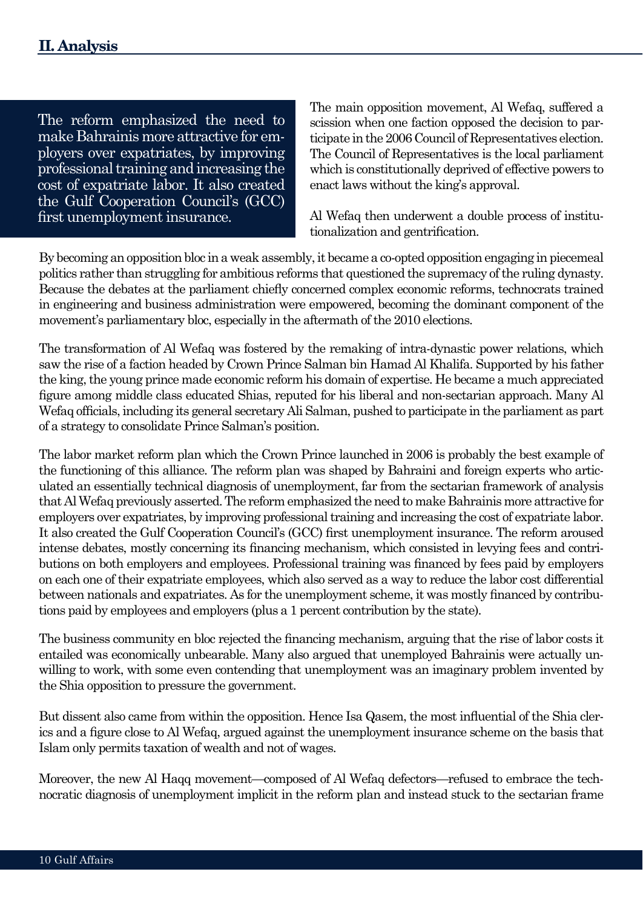## II. Analysis

> The reform emphasized the need to make Bahrainis more attractive for employers over expatriates, by improving professional training and increasing the cost of expatriate labor. It also created the Gulf Cooperation Council's (GCC) first unemployment insurance.

The main opposition movement, Al Wefaq, suffered a scission when one faction opposed the decision to participate in the 2006 Council of Representatives election. The Council of Representatives is the local parliament which is constitutionally deprived of effective powers to enact laws without the king's approval.

Al Wefaq then underwent a double process of institutionalization and gentrification.

By becoming an opposition bloc in a weak assembly, it became a co-opted opposition engaging in piecemeal politics rather than struggling for ambitious reforms that questioned the supremacy of the ruling dynasty. Because the debates at the parliament chiefly concerned complex economic reforms, technocrats trained in engineering and business administration were empowered, becoming the dominant component of the movement's parliamentary bloc, especially in the aftermath of the 2010 elections.

The transformation of Al Wefaq was fostered by the remaking of intra-dynastic power relations, which saw the rise of a faction headed by Crown Prince Salman bin Hamad Al Khalifa. Supported by his father the king, the young prince made economic reform his domain of expertise. He became a much appreciated figure among middle class educated Shias, reputed for his liberal and non-sectarian approach. Many Al Wefaq officials, including its general secretary Ali Salman, pushed to participate in the parliament as part of a strategy to consolidate Prince Salman's position.

The labor market reform plan which the Crown Prince launched in 2006 is probably the best example of the functioning of this alliance. The reform plan was shaped by Bahraini and foreign experts who articulated an essentially technical diagnosis of unemployment, far from the sectarian framework of analysis that Al Wefaq previously asserted. The reform emphasized the need to make Bahrainis more attractive for employers over expatriates, by improving professional training and increasing the cost of expatriate labor. It also created the Gulf Cooperation Council's (GCC) first unemployment insurance. The reform aroused intense debates, mostly concerning its financing mechanism, which consisted in levying fees and contributions on both employers and employees. Professional training was financed by fees paid by employers on each one of their expatriate employees, which also served as a way to reduce the labor cost differential between nationals and expatriates. As for the unemployment scheme, it was mostly financed by contributions paid by employees and employers (plus a 1 percent contribution by the state).

The business community en bloc rejected the financing mechanism, arguing that the rise of labor costs it entailed was economically unbearable. Many also argued that unemployed Bahrainis were actually unwilling to work, with some even contending that unemployment was an imaginary problem invented by the Shia opposition to pressure the government.

But dissent also came from within the opposition. Hence Isa Qasem, the most influential of the Shia clerics and a figure close to Al Wefaq, argued against the unemployment insurance scheme on the basis that Islam only permits taxation of wealth and not of wages.

Moreover, the new Al Haqq movement—composed of Al Wefaq defectors—refused to embrace the technocratic diagnosis of unemployment implicit in the reform plan and instead stuck to the sectarian frame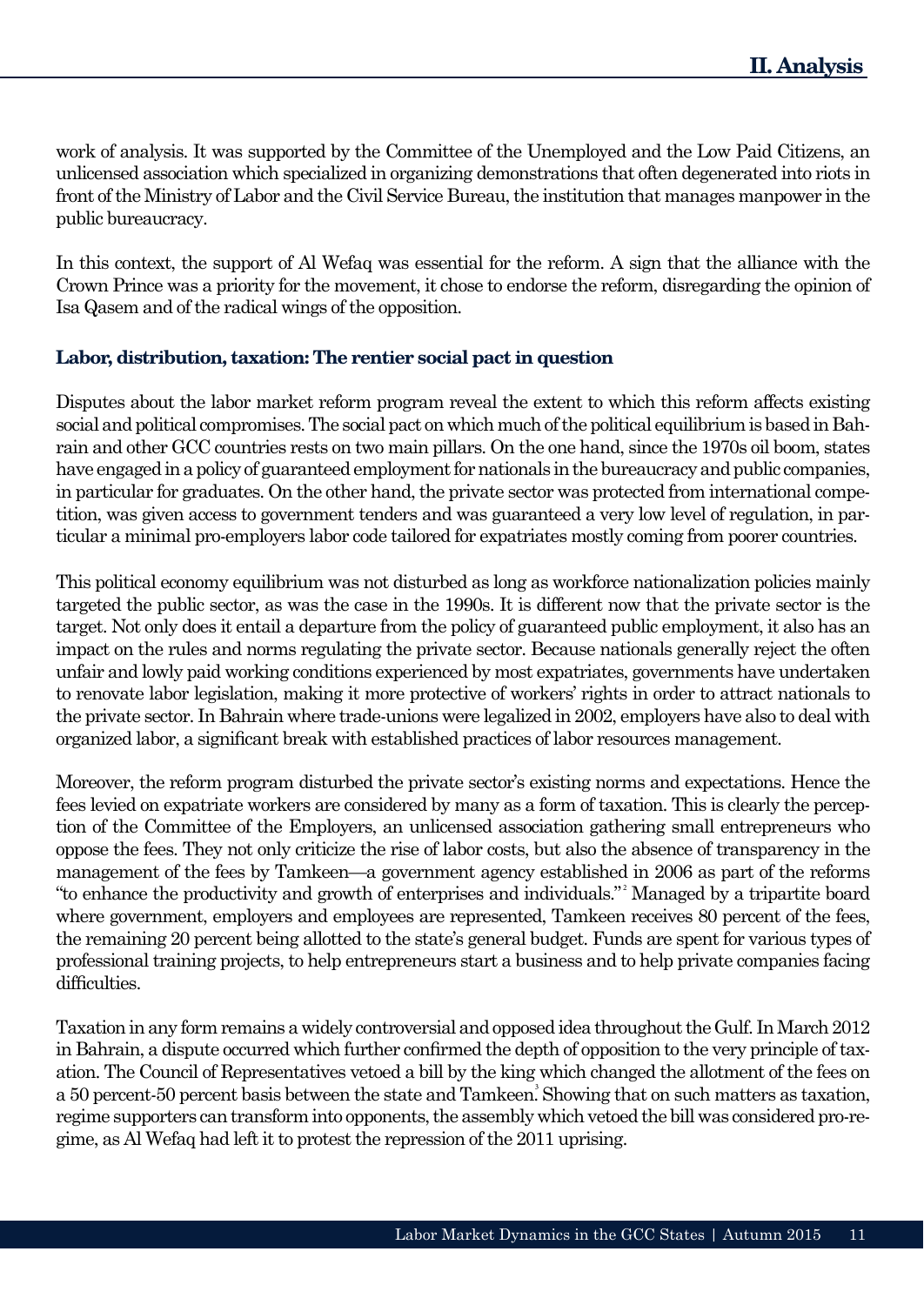work of analysis. It was supported by the Committee of the Unemployed and the Low Paid Citizens, an unlicensed association which specialized in organizing demonstrations that often degenerated into riots in front of the Ministry of Labor and the Civil Service Bureau, the institution that manages manpower in the public bureaucracy.

In this context, the support of Al Wefaq was essential for the reform. A sign that the alliance with the Crown Prince was a priority for the movement, it chose to endorse the reform, disregarding the opinion of Isa Qasem and of the radical wings of the opposition.

**Labor, distribution, taxation: The rentier social pact in question**

Disputes about the labor market reform program reveal the extent to which this reform affects existing social and political compromises. The social pact on which much of the political equilibrium is based in Bahrain and other GCC countries rests on two main pillars. On the one hand, since the 1970s oil boom, states have engaged in a policy of guaranteed employment for nationals in the bureaucracy and public companies, in particular for graduates. On the other hand, the private sector was protected from international competition, was given access to government tenders and was guaranteed a very low level of regulation, in particular a minimal pro-employers labor code tailored for expatriates mostly coming from poorer countries.

This political economy equilibrium was not disturbed as long as workforce nationalization policies mainly targeted the public sector, as was the case in the 1990s. It is different now that the private sector is the target. Not only does it entail a departure from the policy of guaranteed public employment, it also has an impact on the rules and norms regulating the private sector. Because nationals generally reject the often unfair and lowly paid working conditions experienced by most expatriates, governments have undertaken to renovate labor legislation, making it more protective of workers' rights in order to attract nationals to the private sector. In Bahrain where trade-unions were legalized in 2002, employers have also to deal with organized labor, a significant break with established practices of labor resources management.

Moreover, the reform program disturbed the private sector's existing norms and expectations. Hence the fees levied on expatriate workers are considered by many as a form of taxation. This is clearly the perception of the Committee of the Employers, an unlicensed association gathering small entrepreneurs who oppose the fees. They not only criticize the rise of labor costs, but also the absence of transparency in the management of the fees by Tamkeen—a government agency established in 2006 as part of the reforms "to enhance the productivity and growth of enterprises and individuals."[2] Managed by a tripartite board where government, employers and employees are represented, Tamkeen receives 80 percent of the fees, the remaining 20 percent being allotted to the state's general budget. Funds are spent for various types of professional training projects, to help entrepreneurs start a business and to help private companies facing difficulties.

Taxation in any form remains a widely controversial and opposed idea throughout the Gulf. In March 2012 in Bahrain, a dispute occurred which further confirmed the depth of opposition to the very principle of taxation. The Council of Representatives vetoed a bill by the king which changed the allotment of the fees on a 50 percent-50 percent basis between the state and Tamkeen.[3] Showing that on such matters as taxation, regime supporters can transform into opponents, the assembly which vetoed the bill was considered pro-regime, as Al Wefaq had left it to protest the repression of the 2011 uprising.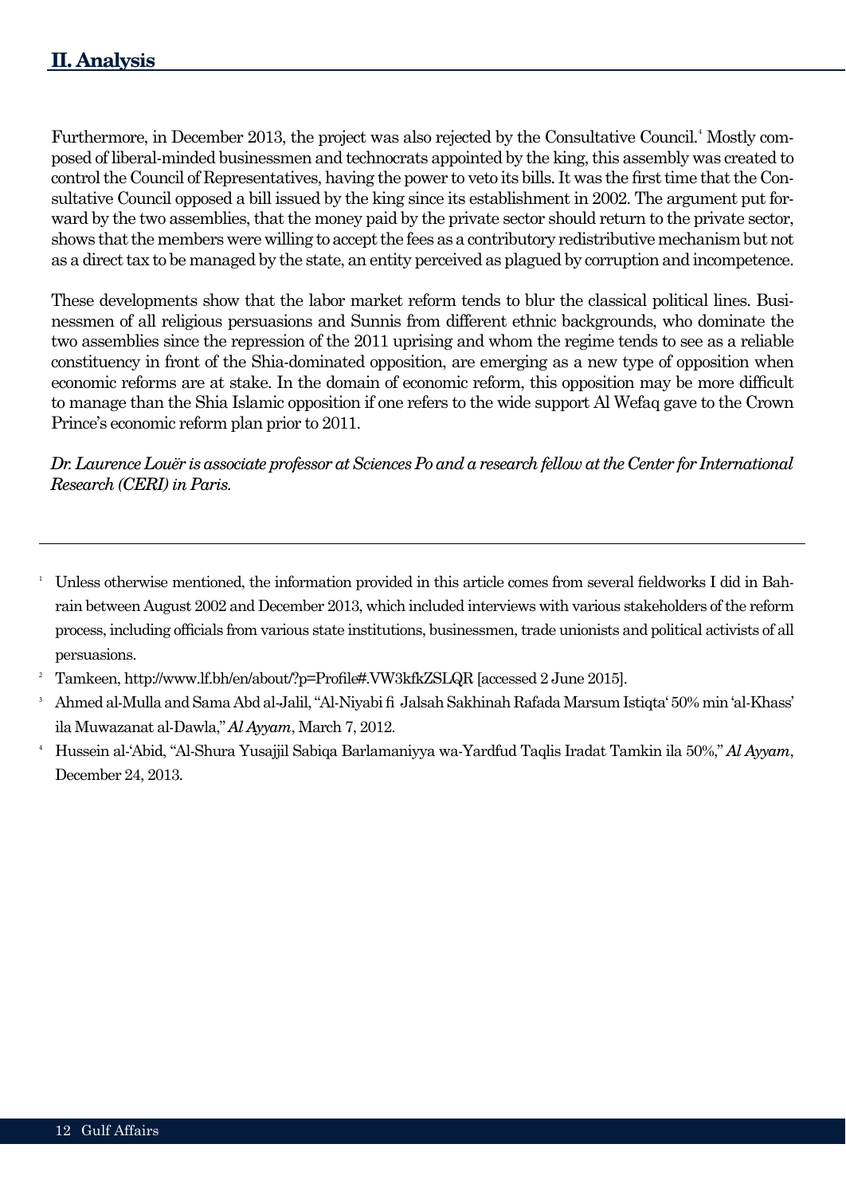Furthermore, in December 2013, the project was also rejected by the Consultative Council.[4] Mostly composed of liberal-minded businessmen and technocrats appointed by the king, this assembly was created to control the Council of Representatives, having the power to veto its bills. It was the first time that the Consultative Council opposed a bill issued by the king since its establishment in 2002. The argument put forward by the two assemblies, that the money paid by the private sector should return to the private sector, shows that the members were willing to accept the fees as a contributory redistributive mechanism but not as a direct tax to be managed by the state, an entity perceived as plagued by corruption and incompetence.

These developments show that the labor market reform tends to blur the classical political lines. Businessmen of all religious persuasions and Sunnis from different ethnic backgrounds, who dominate the two assemblies since the repression of the 2011 uprising and whom the regime tends to see as a reliable constituency in front of the Shia-dominated opposition, are emerging as a new type of opposition when economic reforms are at stake. In the domain of economic reform, this opposition may be more difficult to manage than the Shia Islamic opposition if one refers to the wide support Al Wefaq gave to the Crown Prince's economic reform plan prior to 2011.

*Dr. Laurence Louër is associate professor at Sciences Po and a research fellow at the Center for International Research (CERI) in Paris.*

---

1. Unless otherwise mentioned, the information provided in this article comes from several fieldworks I did in Bahrain between August 2002 and December 2013, which included interviews with various stakeholders of the reform process, including officials from various state institutions, businessmen, trade unionists and political activists of all persuasions.
2. Tamkeen, http://www.lf.bh/en/about/?p=Profile#.VW3kfkZSLQR [accessed 2 June 2015].
3. Ahmed al-Mulla and Sama Abd al-Jalil, "Al-Niyabi fi Jalsah Sakhinah Rafada Marsum Istiqta' 50% min 'al-Khass' ila Muwazanat al-Dawla," *Al Ayyam*, March 7, 2012.
4. Hussein al-'Abid, "Al-Shura Yusajjil Sabiqa Barlamaniyya wa-Yardfud Taqlis Iradat Tamkin ila 50%," *Al Ayyam*, December 24, 2013.